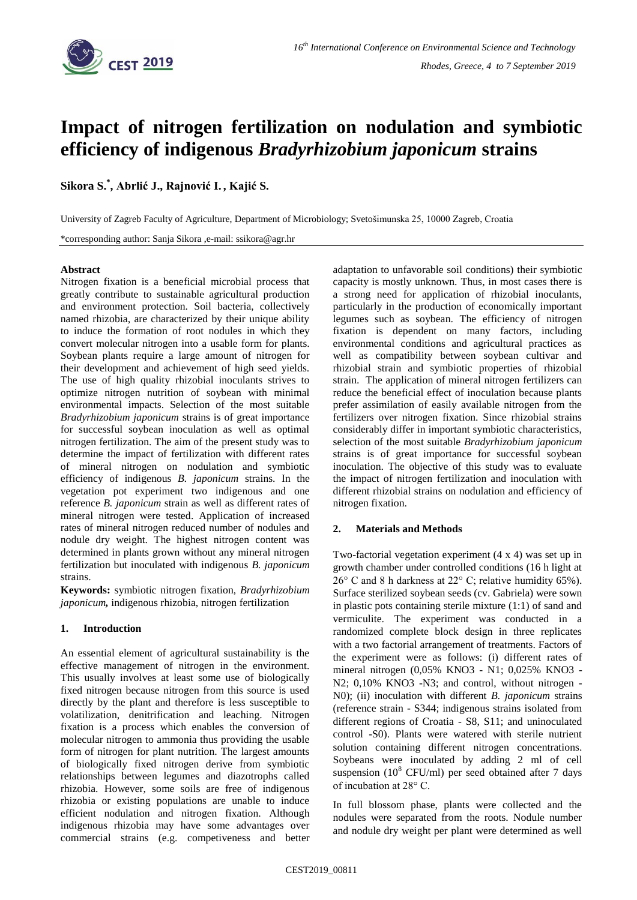# Impact of nitrogen fertilization on nodulation and symbiotic efficiency of indigenous *Bradyrhizobium japonicum* strains

**Sikora S.*, Abrlić J., Rajnović I., Kajić S.**

University of Zagreb Faculty of Agriculture, Department of Microbiology; Svetošimunska 25, 10000 Zagreb, Croatia

*corresponding author: Sanja Sikora ,e-mail: ssikora@agr.hr

#### Abstract

Nitrogen fixation is a beneficial microbial process that greatly contribute to sustainable agricultural production and environment protection. Soil bacteria, collectively named rhizobia, are characterized by their unique ability to induce the formation of root nodules in which they convert molecular nitrogen into a usable form for plants. Soybean plants require a large amount of nitrogen for their development and achievement of high seed yields. The use of high quality rhizobial inoculants strives to optimize nitrogen nutrition of soybean with minimal environmental impacts. Selection of the most suitable *Bradyrhizobium japonicum* strains is of great importance for successful soybean inoculation as well as optimal nitrogen fertilization. The aim of the present study was to determine the impact of fertilization with different rates of mineral nitrogen on nodulation and symbiotic efficiency of indigenous *B. japonicum* strains. In the vegetation pot experiment two indigenous and one reference *B. japonicum* strain as well as different rates of mineral nitrogen were tested. Application of increased rates of mineral nitrogen reduced number of nodules and nodule dry weight. The highest nitrogen content was determined in plants grown without any mineral nitrogen fertilization but inoculated with indigenous *B. japonicum* strains.

**Keywords:** symbiotic nitrogen fixation, *Bradyrhizobium japonicum*, indigenous rhizobia, nitrogen fertilization

## 1. Introduction

An essential element of agricultural sustainability is the effective management of nitrogen in the environment. This usually involves at least some use of biologically fixed nitrogen because nitrogen from this source is used directly by the plant and therefore is less susceptible to volatilization, denitrification and leaching. Nitrogen fixation is a process which enables the conversion of molecular nitrogen to ammonia thus providing the usable form of nitrogen for plant nutrition. The largest amounts of biologically fixed nitrogen derive from symbiotic relationships between legumes and diazotrophs called rhizobia. However, some soils are free of indigenous rhizobia or existing populations are unable to induce efficient nodulation and nitrogen fixation. Although indigenous rhizobia may have some advantages over commercial strains (e.g. competiveness and better adaptation to unfavorable soil conditions) their symbiotic capacity is mostly unknown. Thus, in most cases there is a strong need for application of rhizobial inoculants, particularly in the production of economically important legumes such as soybean. The efficiency of nitrogen fixation is dependent on many factors, including environmental conditions and agricultural practices as well as compatibility between soybean cultivar and rhizobial strain and symbiotic properties of rhizobial strain. The application of mineral nitrogen fertilizers can reduce the beneficial effect of inoculation because plants prefer assimilation of easily available nitrogen from the fertilizers over nitrogen fixation. Since rhizobial strains considerably differ in important symbiotic characteristics, selection of the most suitable *Bradyrhizobium japonicum* strains is of great importance for successful soybean inoculation. The objective of this study was to evaluate the impact of nitrogen fertilization and inoculation with different rhizobial strains on nodulation and efficiency of nitrogen fixation.

## 2. Materials and Methods

Two-factorial vegetation experiment (4 x 4) was set up in growth chamber under controlled conditions (16 h light at 26° C and 8 h darkness at 22° C; relative humidity 65%). Surface sterilized soybean seeds (cv. Gabriela) were sown in plastic pots containing sterile mixture (1:1) of sand and vermiculite. The experiment was conducted in a randomized complete block design in three replicates with a two factorial arrangement of treatments. Factors of the experiment were as follows: (i) different rates of mineral nitrogen (0,05% $KNO_3$ - N1; 0,025% $KNO_3$ - N2; 0,10% $KNO_3$ -N3; and control, without nitrogen - N0); (ii) inoculation with different *B. japonicum* strains (reference strain - S344; indigenous strains isolated from different regions of Croatia - S8, S11; and uninoculated control -S0). Plants were watered with sterile nutrient solution containing different nitrogen concentrations. Soybeans were inoculated by adding 2 ml of cell suspension ($10^8$ CFU/ml) per seed obtained after 7 days of incubation at 28° C.

In full blossom phase, plants were collected and the nodules were separated from the roots. Nodule number and nodule dry weight per plant were determined as well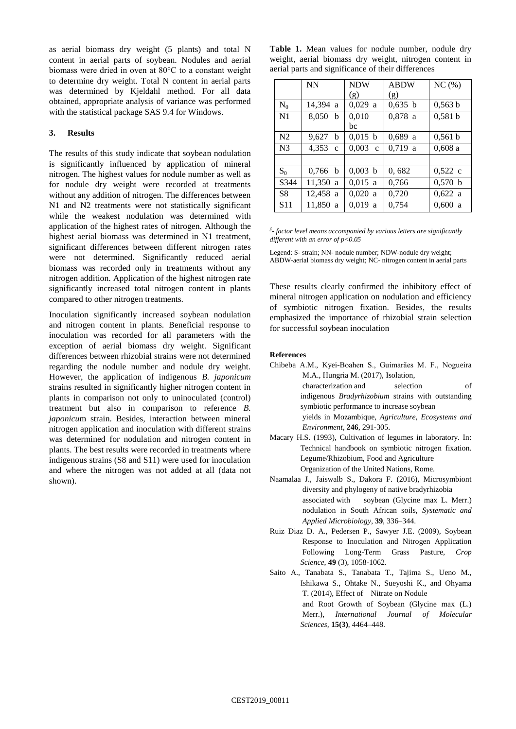as aerial biomass dry weight (5 plants) and total N content in aerial parts of soybean. Nodules and aerial biomass were dried in oven at 80°C to a constant weight to determine dry weight. Total N content in aerial parts was determined by Kjeldahl method. For all data obtained, appropriate analysis of variance was performed with the statistical package SAS 9.4 for Windows.

## 3. Results

The results of this study indicate that soybean nodulation is significantly influenced by application of mineral nitrogen. The highest values for nodule number as well as for nodule dry weight were recorded at treatments without any addition of nitrogen. The differences between N1 and N2 treatments were not statistically significant while the weakest nodulation was determined with application of the highest rates of nitrogen. Although the highest aerial biomass was determined in N1 treatment, significant differences between different nitrogen rates were not determined. Significantly reduced aerial biomass was recorded only in treatments without any nitrogen addition. Application of the highest nitrogen rate significantly increased total nitrogen content in plants compared to other nitrogen treatments.

Inoculation significantly increased soybean nodulation and nitrogen content in plants. Beneficial response to inoculation was recorded for all parameters with the exception of aerial biomass dry weight. Significant differences between rhizobial strains were not determined regarding the nodule number and nodule dry weight. However, the application of indigenous *B. japonicum* strains resulted in significantly higher nitrogen content in plants in comparison not only to uninoculated (control) treatment but also in comparison to reference *B. japonicum* strain. Besides, interaction between mineral nitrogen application and inoculation with different strains was determined for nodulation and nitrogen content in plants. The best results were recorded in treatments where indigenous strains (S8 and S11) were used for inoculation and where the nitrogen was not added at all (data not shown).

**Table 1.** Mean values for nodule number, nodule dry weight, aerial biomass dry weight, nitrogen content in aerial parts and significance of their differences

| | NN | NDW (g) | ABDW (g) | NC (%) |
|---|---|---|---|---|
| $N_0$ | 14,394 a | 0,029 a | 0,635 b | 0,563 b |
| N1 | 8,050 b | 0,010 bc | 0,878 a | 0,581 b |
| N2 | 9,627 b | 0,015 b | 0,689 a | 0,561 b |
| N3 | 4,353 c | 0,003 c | 0,719 a | 0,608 a |
| | | | | |
| $S_0$ | 0,766 b | 0,003 b | 0, 682 | 0,522 c |
| S344 | 11,350 a | 0,015 a | 0,766 | 0,570 b |
| S8 | 12,458 a | 0,020 a | 0,720 | 0,622 a |
| S11 | 11,850 a | 0,019 a | 0,754 | 0,600 a |

*§- factor level means accompanied by various letters are significantly different with an error of $p<0.05$*

Legend: S- strain; NN- nodule number; NDW-nodule dry weight; ABDW-aerial biomass dry weight; NC- nitrogen content in aerial parts

These results clearly confirmed the inhibitory effect of mineral nitrogen application on nodulation and efficiency of symbiotic nitrogen fixation. Besides, the results emphasized the importance of rhizobial strain selection for successful soybean inoculation

### References

Chibeba A.M., Kyei-Boahen S., Guimarães M. F., Nogueira M.A., Hungria M. (2017), Isolation, characterization and selection of indigenous *Bradyrhizobium* strains with outstanding symbiotic performance to increase soybean yields in Mozambique, *Agriculture, Ecosystems and Environment*, **246**, 291-305.

Macary H.S. (1993), Cultivation of legumes in laboratory. In: Technical handbook on symbiotic nitrogen fixation. Legume/Rhizobium, Food and Agriculture Organization of the United Nations, Rome.

Naamalaa J., Jaiswalb S., Dakora F. (2016), Microsymbiont diversity and phylogeny of native bradyrhizobia associated with soybean (Glycine max L. Merr.) nodulation in South African soils, *Systematic and Applied Microbiology*, **39**, 336–344.

Ruiz Diaz D. A., Pedersen P., Sawyer J.E. (2009), Soybean Response to Inoculation and Nitrogen Application Following Long-Term Grass Pasture, *Crop Science*, **49** (3), 1058-1062.

Saito A., Tanabata S., Tanabata T., Tajima S., Ueno M., Ishikawa S., Ohtake N., Sueyoshi K., and Ohyama T. (2014), Effect of Nitrate on Nodule and Root Growth of Soybean (Glycine max (L.) Merr.), *International Journal of Molecular Sciences*, **15(3)**, 4464–448.